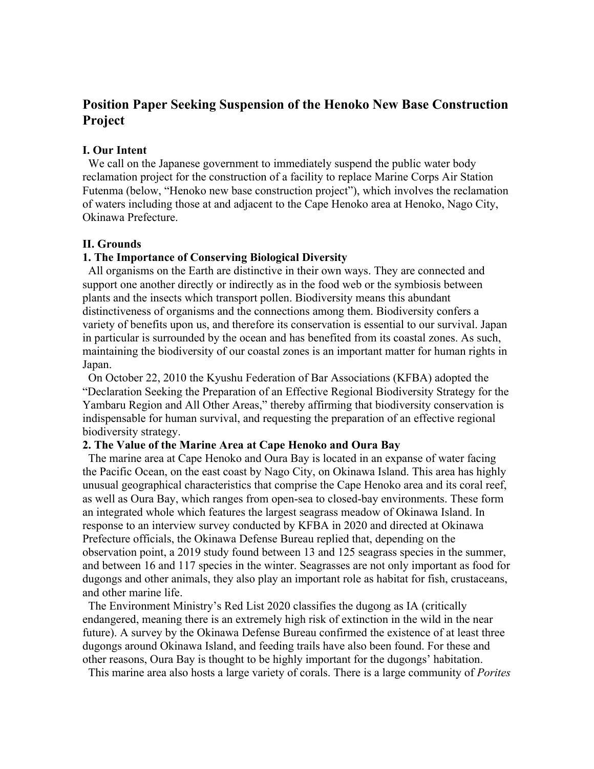# Position Paper Seeking Suspension of the Henoko New Base Construction Project

## I. Our Intent

We call on the Japanese government to immediately suspend the public water body reclamation project for the construction of a facility to replace Marine Corps Air Station Futenma (below, "Henoko new base construction project"), which involves the reclamation of waters including those at and adjacent to the Cape Henoko area at Henoko, Nago City, Okinawa Prefecture.

## II. Grounds

### 1. The Importance of Conserving Biological Diversity

All organisms on the Earth are distinctive in their own ways. They are connected and support one another directly or indirectly as in the food web or the symbiosis between plants and the insects which transport pollen. Biodiversity means this abundant distinctiveness of organisms and the connections among them. Biodiversity confers a variety of benefits upon us, and therefore its conservation is essential to our survival. Japan in particular is surrounded by the ocean and has benefited from its coastal zones. As such, maintaining the biodiversity of our coastal zones is an important matter for human rights in Japan.

On October 22, 2010 the Kyushu Federation of Bar Associations (KFBA) adopted the "Declaration Seeking the Preparation of an Effective Regional Biodiversity Strategy for the Yambaru Region and All Other Areas," thereby affirming that biodiversity conservation is indispensable for human survival, and requesting the preparation of an effective regional biodiversity strategy.

### 2. The Value of the Marine Area at Cape Henoko and Oura Bay

The marine area at Cape Henoko and Oura Bay is located in an expanse of water facing the Pacific Ocean, on the east coast by Nago City, on Okinawa Island. This area has highly unusual geographical characteristics that comprise the Cape Henoko area and its coral reef, as well as Oura Bay, which ranges from open-sea to closed-bay environments. These form an integrated whole which features the largest seagrass meadow of Okinawa Island. In response to an interview survey conducted by KFBA in 2020 and directed at Okinawa Prefecture officials, the Okinawa Defense Bureau replied that, depending on the observation point, a 2019 study found between 13 and 125 seagrass species in the summer, and between 16 and 117 species in the winter. Seagrasses are not only important as food for dugongs and other animals, they also play an important role as habitat for fish, crustaceans, and other marine life.

The Environment Ministry's Red List 2020 classifies the dugong as IA (critically endangered, meaning there is an extremely high risk of extinction in the wild in the near future). A survey by the Okinawa Defense Bureau confirmed the existence of at least three dugongs around Okinawa Island, and feeding trails have also been found. For these and other reasons, Oura Bay is thought to be highly important for the dugongs' habitation.

This marine area also hosts a large variety of corals. There is a large community of *Porites*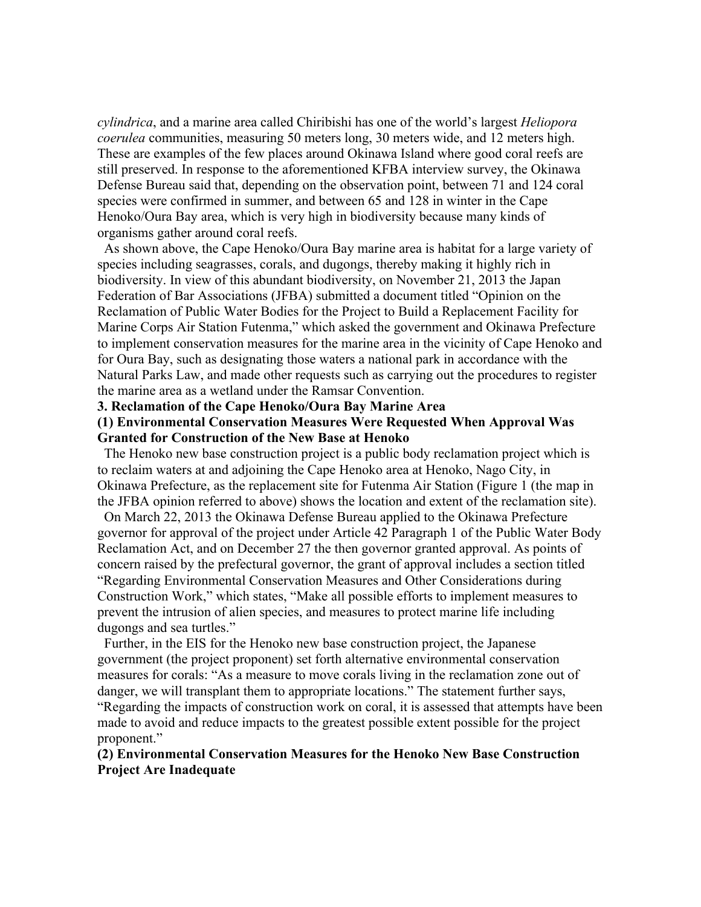*cylindrica*, and a marine area called Chiribishi has one of the world's largest *Heliopora coerulea* communities, measuring 50 meters long, 30 meters wide, and 12 meters high. These are examples of the few places around Okinawa Island where good coral reefs are still preserved. In response to the aforementioned KFBA interview survey, the Okinawa Defense Bureau said that, depending on the observation point, between 71 and 124 coral species were confirmed in summer, and between 65 and 128 in winter in the Cape Henoko/Oura Bay area, which is very high in biodiversity because many kinds of organisms gather around coral reefs.

As shown above, the Cape Henoko/Oura Bay marine area is habitat for a large variety of species including seagrasses, corals, and dugongs, thereby making it highly rich in biodiversity. In view of this abundant biodiversity, on November 21, 2013 the Japan Federation of Bar Associations (JFBA) submitted a document titled "Opinion on the Reclamation of Public Water Bodies for the Project to Build a Replacement Facility for Marine Corps Air Station Futenma," which asked the government and Okinawa Prefecture to implement conservation measures for the marine area in the vicinity of Cape Henoko and for Oura Bay, such as designating those waters a national park in accordance with the Natural Parks Law, and made other requests such as carrying out the procedures to register the marine area as a wetland under the Ramsar Convention.

## 3. Reclamation of the Cape Henoko/Oura Bay Marine Area

### (1) Environmental Conservation Measures Were Requested When Approval Was Granted for Construction of the New Base at Henoko

The Henoko new base construction project is a public body reclamation project which is to reclaim waters at and adjoining the Cape Henoko area at Henoko, Nago City, in Okinawa Prefecture, as the replacement site for Futenma Air Station (Figure 1 (the map in the JFBA opinion referred to above) shows the location and extent of the reclamation site).

On March 22, 2013 the Okinawa Defense Bureau applied to the Okinawa Prefecture governor for approval of the project under Article 42 Paragraph 1 of the Public Water Body Reclamation Act, and on December 27 the then governor granted approval. As points of concern raised by the prefectural governor, the grant of approval includes a section titled "Regarding Environmental Conservation Measures and Other Considerations during Construction Work," which states, "Make all possible efforts to implement measures to prevent the intrusion of alien species, and measures to protect marine life including dugongs and sea turtles."

Further, in the EIS for the Henoko new base construction project, the Japanese government (the project proponent) set forth alternative environmental conservation measures for corals: "As a measure to move corals living in the reclamation zone out of danger, we will transplant them to appropriate locations." The statement further says, "Regarding the impacts of construction work on coral, it is assessed that attempts have been made to avoid and reduce impacts to the greatest possible extent possible for the project proponent."

### (2) Environmental Conservation Measures for the Henoko New Base Construction Project Are Inadequate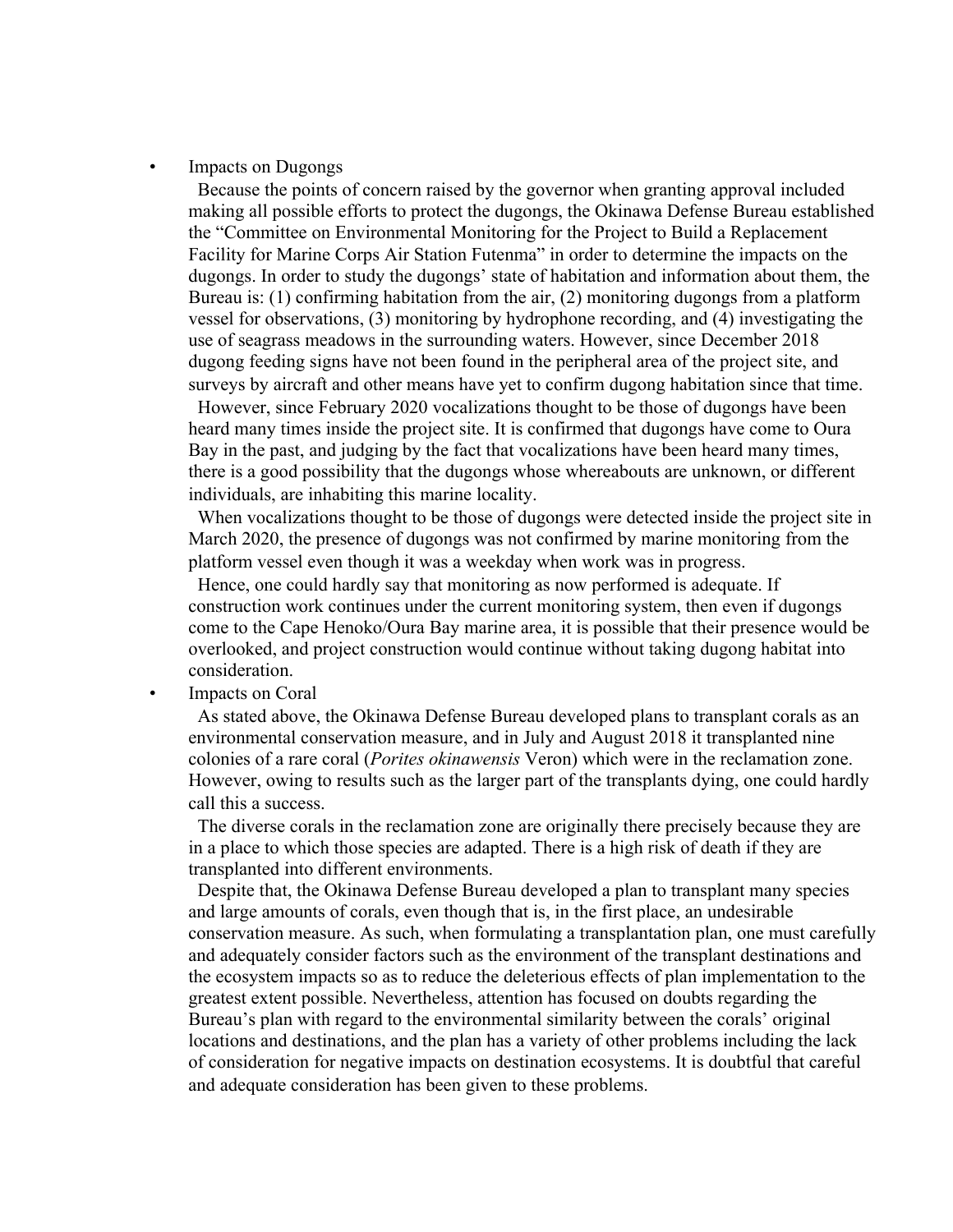- Impacts on Dugongs

  Because the points of concern raised by the governor when granting approval included making all possible efforts to protect the dugongs, the Okinawa Defense Bureau established the "Committee on Environmental Monitoring for the Project to Build a Replacement Facility for Marine Corps Air Station Futenma" in order to determine the impacts on the dugongs. In order to study the dugongs' state of habitation and information about them, the Bureau is: (1) confirming habitation from the air, (2) monitoring dugongs from a platform vessel for observations, (3) monitoring by hydrophone recording, and (4) investigating the use of seagrass meadows in the surrounding waters. However, since December 2018 dugong feeding signs have not been found in the peripheral area of the project site, and surveys by aircraft and other means have yet to confirm dugong habitation since that time.

  However, since February 2020 vocalizations thought to be those of dugongs have been heard many times inside the project site. It is confirmed that dugongs have come to Oura Bay in the past, and judging by the fact that vocalizations have been heard many times, there is a good possibility that the dugongs whose whereabouts are unknown, or different individuals, are inhabiting this marine locality.

  When vocalizations thought to be those of dugongs were detected inside the project site in March 2020, the presence of dugongs was not confirmed by marine monitoring from the platform vessel even though it was a weekday when work was in progress.

  Hence, one could hardly say that monitoring as now performed is adequate. If construction work continues under the current monitoring system, then even if dugongs come to the Cape Henoko/Oura Bay marine area, it is possible that their presence would be overlooked, and project construction would continue without taking dugong habitat into consideration.

- Impacts on Coral

  As stated above, the Okinawa Defense Bureau developed plans to transplant corals as an environmental conservation measure, and in July and August 2018 it transplanted nine colonies of a rare coral (*Porites okinawensis* Veron) which were in the reclamation zone. However, owing to results such as the larger part of the transplants dying, one could hardly call this a success.

  The diverse corals in the reclamation zone are originally there precisely because they are in a place to which those species are adapted. There is a high risk of death if they are transplanted into different environments.

  Despite that, the Okinawa Defense Bureau developed a plan to transplant many species and large amounts of corals, even though that is, in the first place, an undesirable conservation measure. As such, when formulating a transplantation plan, one must carefully and adequately consider factors such as the environment of the transplant destinations and the ecosystem impacts so as to reduce the deleterious effects of plan implementation to the greatest extent possible. Nevertheless, attention has focused on doubts regarding the Bureau's plan with regard to the environmental similarity between the corals' original locations and destinations, and the plan has a variety of other problems including the lack of consideration for negative impacts on destination ecosystems. It is doubtful that careful and adequate consideration has been given to these problems.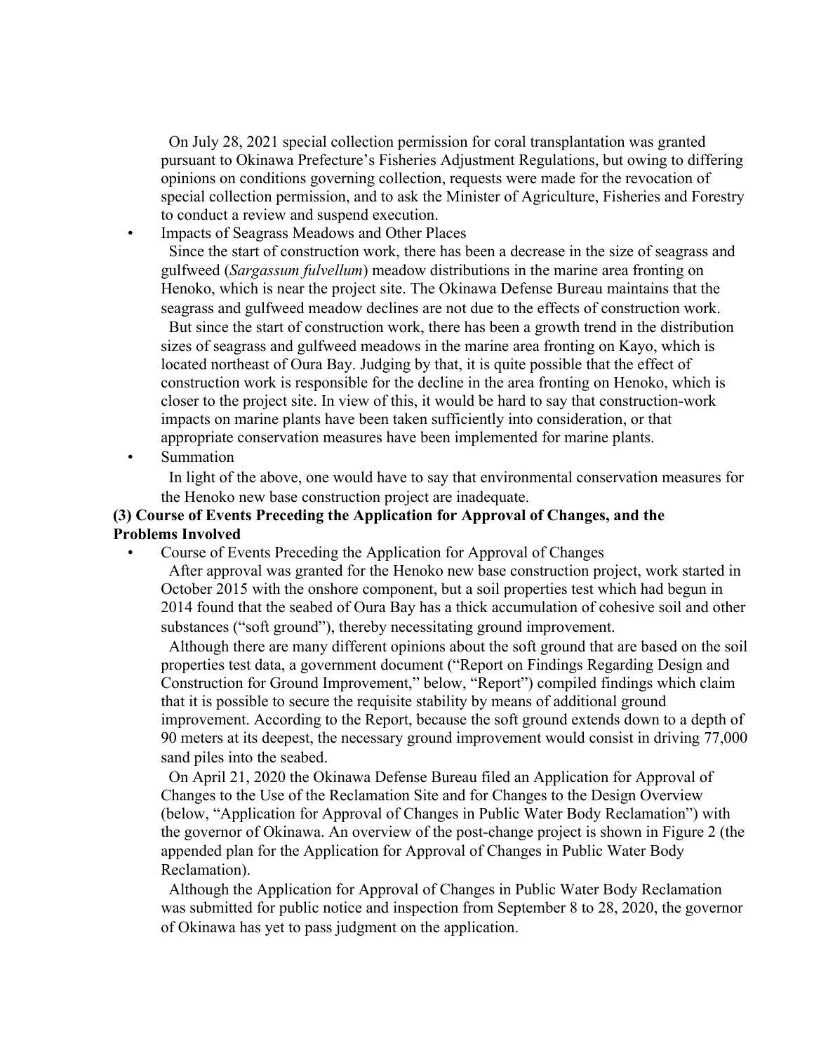On July 28, 2021 special collection permission for coral transplantation was granted pursuant to Okinawa Prefecture's Fisheries Adjustment Regulations, but owing to differing opinions on conditions governing collection, requests were made for the revocation of special collection permission, and to ask the Minister of Agriculture, Fisheries and Forestry to conduct a review and suspend execution.

- Impacts of Seagrass Meadows and Other Places

  Since the start of construction work, there has been a decrease in the size of seagrass and gulfweed (*Sargassum fulvellum*) meadow distributions in the marine area fronting on Henoko, which is near the project site. The Okinawa Defense Bureau maintains that the seagrass and gulfweed meadow declines are not due to the effects of construction work.

  But since the start of construction work, there has been a growth trend in the distribution sizes of seagrass and gulfweed meadows in the marine area fronting on Kayo, which is located northeast of Oura Bay. Judging by that, it is quite possible that the effect of construction work is responsible for the decline in the area fronting on Henoko, which is closer to the project site. In view of this, it would be hard to say that construction-work impacts on marine plants have been taken sufficiently into consideration, or that appropriate conservation measures have been implemented for marine plants.

- Summation

  In light of the above, one would have to say that environmental conservation measures for the Henoko new base construction project are inadequate.

**(3) Course of Events Preceding the Application for Approval of Changes, and the Problems Involved**

- Course of Events Preceding the Application for Approval of Changes

  After approval was granted for the Henoko new base construction project, work started in October 2015 with the onshore component, but a soil properties test which had begun in 2014 found that the seabed of Oura Bay has a thick accumulation of cohesive soil and other substances ("soft ground"), thereby necessitating ground improvement.

  Although there are many different opinions about the soft ground that are based on the soil properties test data, a government document ("Report on Findings Regarding Design and Construction for Ground Improvement," below, "Report") compiled findings which claim that it is possible to secure the requisite stability by means of additional ground improvement. According to the Report, because the soft ground extends down to a depth of 90 meters at its deepest, the necessary ground improvement would consist in driving 77,000 sand piles into the seabed.

  On April 21, 2020 the Okinawa Defense Bureau filed an Application for Approval of Changes to the Use of the Reclamation Site and for Changes to the Design Overview (below, "Application for Approval of Changes in Public Water Body Reclamation") with the governor of Okinawa. An overview of the post-change project is shown in Figure 2 (the appended plan for the Application for Approval of Changes in Public Water Body Reclamation).

  Although the Application for Approval of Changes in Public Water Body Reclamation was submitted for public notice and inspection from September 8 to 28, 2020, the governor of Okinawa has yet to pass judgment on the application.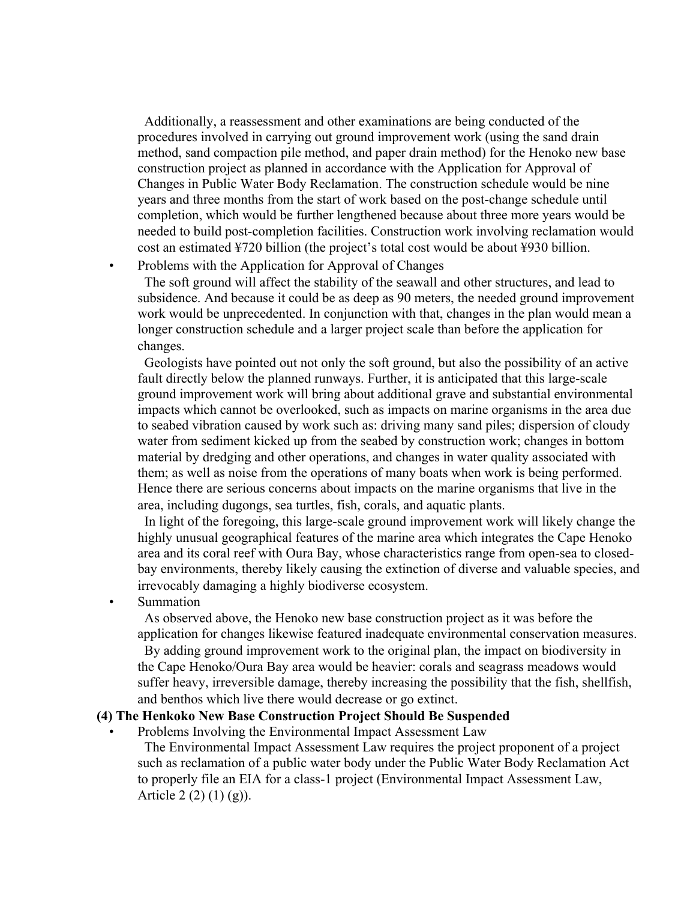Additionally, a reassessment and other examinations are being conducted of the procedures involved in carrying out ground improvement work (using the sand drain method, sand compaction pile method, and paper drain method) for the Henoko new base construction project as planned in accordance with the Application for Approval of Changes in Public Water Body Reclamation. The construction schedule would be nine years and three months from the start of work based on the post-change schedule until completion, which would be further lengthened because about three more years would be needed to build post-completion facilities. Construction work involving reclamation would cost an estimated ¥720 billion (the project's total cost would be about ¥930 billion.

- Problems with the Application for Approval of Changes

  The soft ground will affect the stability of the seawall and other structures, and lead to subsidence. And because it could be as deep as 90 meters, the needed ground improvement work would be unprecedented. In conjunction with that, changes in the plan would mean a longer construction schedule and a larger project scale than before the application for changes.

  Geologists have pointed out not only the soft ground, but also the possibility of an active fault directly below the planned runways. Further, it is anticipated that this large-scale ground improvement work will bring about additional grave and substantial environmental impacts which cannot be overlooked, such as impacts on marine organisms in the area due to seabed vibration caused by work such as: driving many sand piles; dispersion of cloudy water from sediment kicked up from the seabed by construction work; changes in bottom material by dredging and other operations, and changes in water quality associated with them; as well as noise from the operations of many boats when work is being performed. Hence there are serious concerns about impacts on the marine organisms that live in the area, including dugongs, sea turtles, fish, corals, and aquatic plants.

  In light of the foregoing, this large-scale ground improvement work will likely change the highly unusual geographical features of the marine area which integrates the Cape Henoko area and its coral reef with Oura Bay, whose characteristics range from open-sea to closed-bay environments, thereby likely causing the extinction of diverse and valuable species, and irrevocably damaging a highly biodiverse ecosystem.

- Summation

  As observed above, the Henoko new base construction project as it was before the application for changes likewise featured inadequate environmental conservation measures.

  By adding ground improvement work to the original plan, the impact on biodiversity in the Cape Henoko/Oura Bay area would be heavier: corals and seagrass meadows would suffer heavy, irreversible damage, thereby increasing the possibility that the fish, shellfish, and benthos which live there would decrease or go extinct.

**(4) The Henkoko New Base Construction Project Should Be Suspended**

- Problems Involving the Environmental Impact Assessment Law

  The Environmental Impact Assessment Law requires the project proponent of a project such as reclamation of a public water body under the Public Water Body Reclamation Act to properly file an EIA for a class-1 project (Environmental Impact Assessment Law, Article 2 (2) (1) (g)).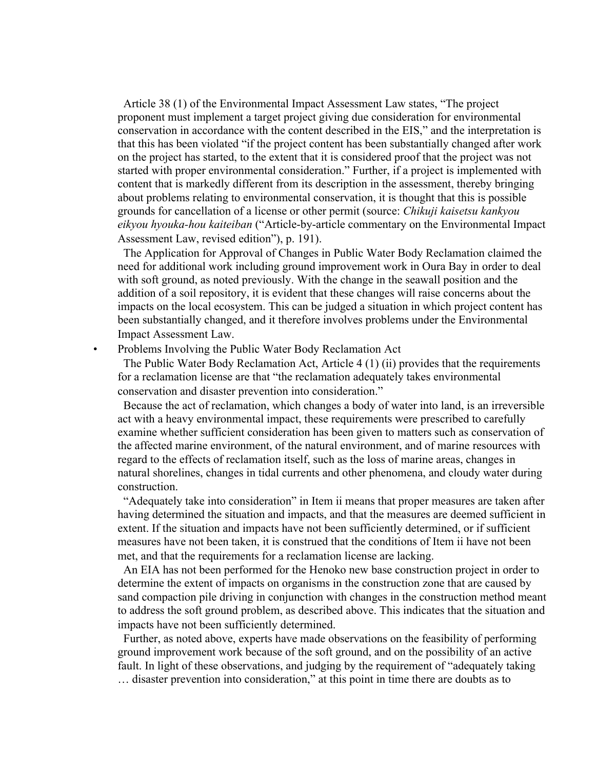Article 38 (1) of the Environmental Impact Assessment Law states, "The project proponent must implement a target project giving due consideration for environmental conservation in accordance with the content described in the EIS," and the interpretation is that this has been violated "if the project content has been substantially changed after work on the project has started, to the extent that it is considered proof that the project was not started with proper environmental consideration." Further, if a project is implemented with content that is markedly different from its description in the assessment, thereby bringing about problems relating to environmental conservation, it is thought that this is possible grounds for cancellation of a license or other permit (source: *Chikuji kaisetsu kankyou eikyou hyouka-hou kaiteiban* ("Article-by-article commentary on the Environmental Impact Assessment Law, revised edition"), p. 191).

The Application for Approval of Changes in Public Water Body Reclamation claimed the need for additional work including ground improvement work in Oura Bay in order to deal with soft ground, as noted previously. With the change in the seawall position and the addition of a soil repository, it is evident that these changes will raise concerns about the impacts on the local ecosystem. This can be judged a situation in which project content has been substantially changed, and it therefore involves problems under the Environmental Impact Assessment Law.

- Problems Involving the Public Water Body Reclamation Act

The Public Water Body Reclamation Act, Article 4 (1) (ii) provides that the requirements for a reclamation license are that "the reclamation adequately takes environmental conservation and disaster prevention into consideration."

Because the act of reclamation, which changes a body of water into land, is an irreversible act with a heavy environmental impact, these requirements were prescribed to carefully examine whether sufficient consideration has been given to matters such as conservation of the affected marine environment, of the natural environment, and of marine resources with regard to the effects of reclamation itself, such as the loss of marine areas, changes in natural shorelines, changes in tidal currents and other phenomena, and cloudy water during construction.

"Adequately take into consideration" in Item ii means that proper measures are taken after having determined the situation and impacts, and that the measures are deemed sufficient in extent. If the situation and impacts have not been sufficiently determined, or if sufficient measures have not been taken, it is construed that the conditions of Item ii have not been met, and that the requirements for a reclamation license are lacking.

An EIA has not been performed for the Henoko new base construction project in order to determine the extent of impacts on organisms in the construction zone that are caused by sand compaction pile driving in conjunction with changes in the construction method meant to address the soft ground problem, as described above. This indicates that the situation and impacts have not been sufficiently determined.

Further, as noted above, experts have made observations on the feasibility of performing ground improvement work because of the soft ground, and on the possibility of an active fault. In light of these observations, and judging by the requirement of "adequately taking … disaster prevention into consideration," at this point in time there are doubts as to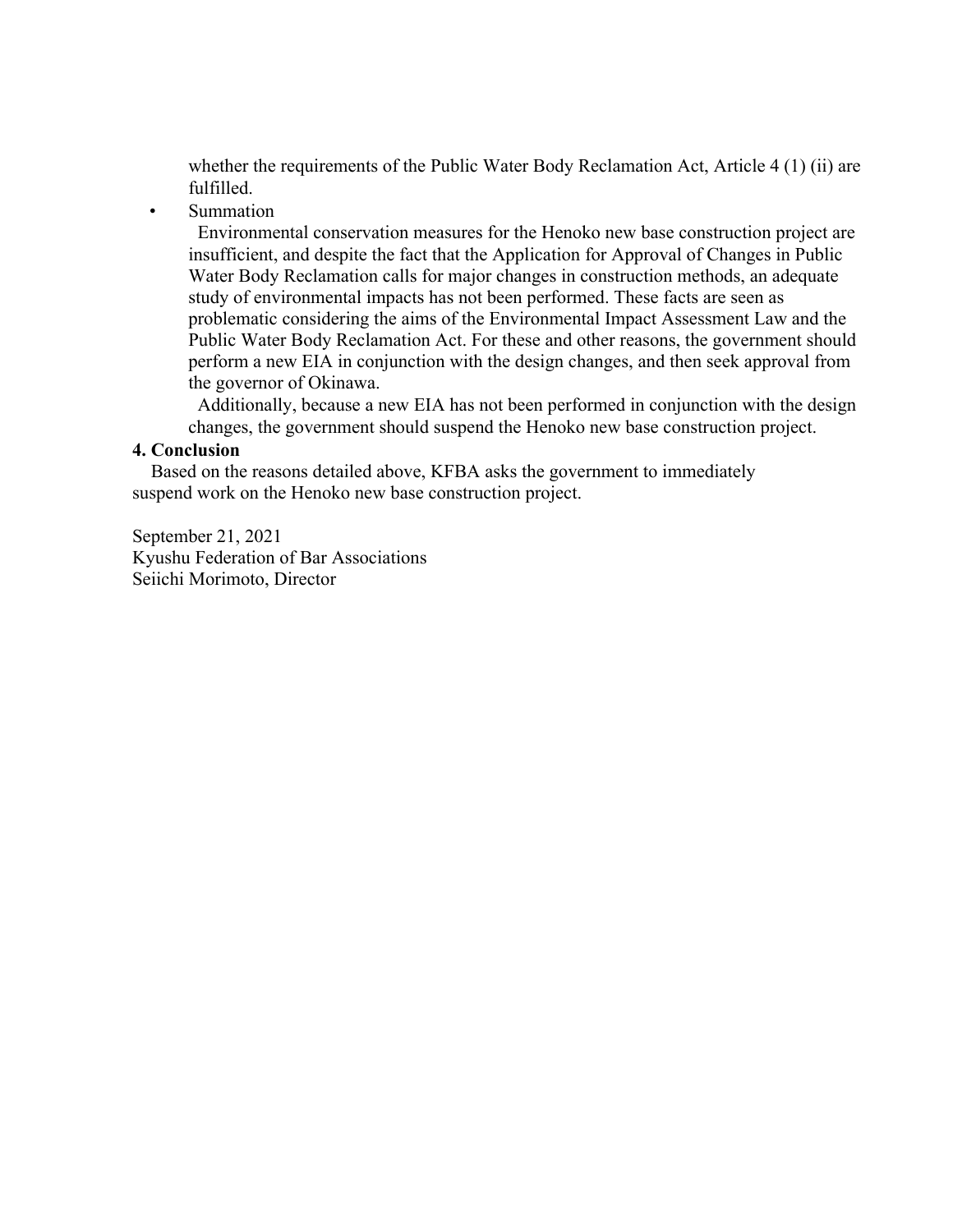whether the requirements of the Public Water Body Reclamation Act, Article 4 (1) (ii) are fulfilled.

- Summation

  Environmental conservation measures for the Henoko new base construction project are insufficient, and despite the fact that the Application for Approval of Changes in Public Water Body Reclamation calls for major changes in construction methods, an adequate study of environmental impacts has not been performed. These facts are seen as problematic considering the aims of the Environmental Impact Assessment Law and the Public Water Body Reclamation Act. For these and other reasons, the government should perform a new EIA in conjunction with the design changes, and then seek approval from the governor of Okinawa.

  Additionally, because a new EIA has not been performed in conjunction with the design changes, the government should suspend the Henoko new base construction project.

**4. Conclusion**

Based on the reasons detailed above, KFBA asks the government to immediately suspend work on the Henoko new base construction project.

September 21, 2021
Kyushu Federation of Bar Associations
Seiichi Morimoto, Director